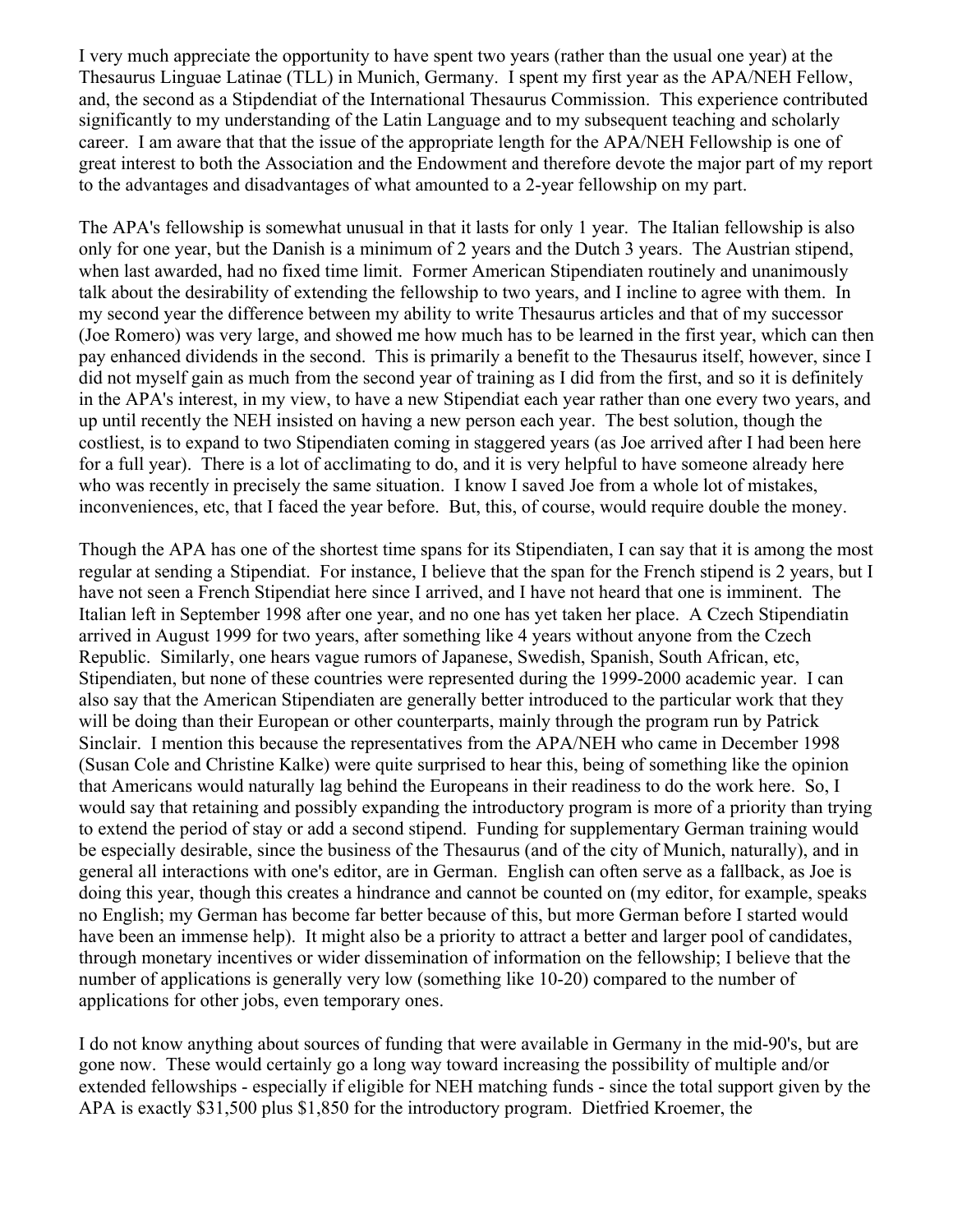I very much appreciate the opportunity to have spent two years (rather than the usual one year) at the Thesaurus Linguae Latinae (TLL) in Munich, Germany. I spent my first year as the APA/NEH Fellow, and, the second as a Stipdendiat of the International Thesaurus Commission. This experience contributed significantly to my understanding of the Latin Language and to my subsequent teaching and scholarly career. I am aware that that the issue of the appropriate length for the APA/NEH Fellowship is one of great interest to both the Association and the Endowment and therefore devote the major part of my report to the advantages and disadvantages of what amounted to a 2-year fellowship on my part.

The APA's fellowship is somewhat unusual in that it lasts for only 1 year. The Italian fellowship is also only for one year, but the Danish is a minimum of 2 years and the Dutch 3 years. The Austrian stipend, when last awarded, had no fixed time limit. Former American Stipendiaten routinely and unanimously talk about the desirability of extending the fellowship to two years, and I incline to agree with them. In my second year the difference between my ability to write Thesaurus articles and that of my successor (Joe Romero) was very large, and showed me how much has to be learned in the first year, which can then pay enhanced dividends in the second. This is primarily a benefit to the Thesaurus itself, however, since I did not myself gain as much from the second year of training as I did from the first, and so it is definitely in the APA's interest, in my view, to have a new Stipendiat each year rather than one every two years, and up until recently the NEH insisted on having a new person each year. The best solution, though the costliest, is to expand to two Stipendiaten coming in staggered years (as Joe arrived after I had been here for a full year). There is a lot of acclimating to do, and it is very helpful to have someone already here who was recently in precisely the same situation. I know I saved Joe from a whole lot of mistakes, inconveniences, etc, that I faced the year before. But, this, of course, would require double the money.

Though the APA has one of the shortest time spans for its Stipendiaten, I can say that it is among the most regular at sending a Stipendiat. For instance, I believe that the span for the French stipend is 2 years, but I have not seen a French Stipendiat here since I arrived, and I have not heard that one is imminent. The Italian left in September 1998 after one year, and no one has yet taken her place. A Czech Stipendiatin arrived in August 1999 for two years, after something like 4 years without anyone from the Czech Republic. Similarly, one hears vague rumors of Japanese, Swedish, Spanish, South African, etc, Stipendiaten, but none of these countries were represented during the 1999-2000 academic year. I can also say that the American Stipendiaten are generally better introduced to the particular work that they will be doing than their European or other counterparts, mainly through the program run by Patrick Sinclair. I mention this because the representatives from the APA/NEH who came in December 1998 (Susan Cole and Christine Kalke) were quite surprised to hear this, being of something like the opinion that Americans would naturally lag behind the Europeans in their readiness to do the work here. So, I would say that retaining and possibly expanding the introductory program is more of a priority than trying to extend the period of stay or add a second stipend. Funding for supplementary German training would be especially desirable, since the business of the Thesaurus (and of the city of Munich, naturally), and in general all interactions with one's editor, are in German. English can often serve as a fallback, as Joe is doing this year, though this creates a hindrance and cannot be counted on (my editor, for example, speaks no English; my German has become far better because of this, but more German before I started would have been an immense help). It might also be a priority to attract a better and larger pool of candidates, through monetary incentives or wider dissemination of information on the fellowship; I believe that the number of applications is generally very low (something like 10-20) compared to the number of applications for other jobs, even temporary ones.

I do not know anything about sources of funding that were available in Germany in the mid-90's, but are gone now. These would certainly go a long way toward increasing the possibility of multiple and/or extended fellowships - especially if eligible for NEH matching funds - since the total support given by the APA is exactly $31,500 plus $1,850 for the introductory program. Dietfried Kroemer, the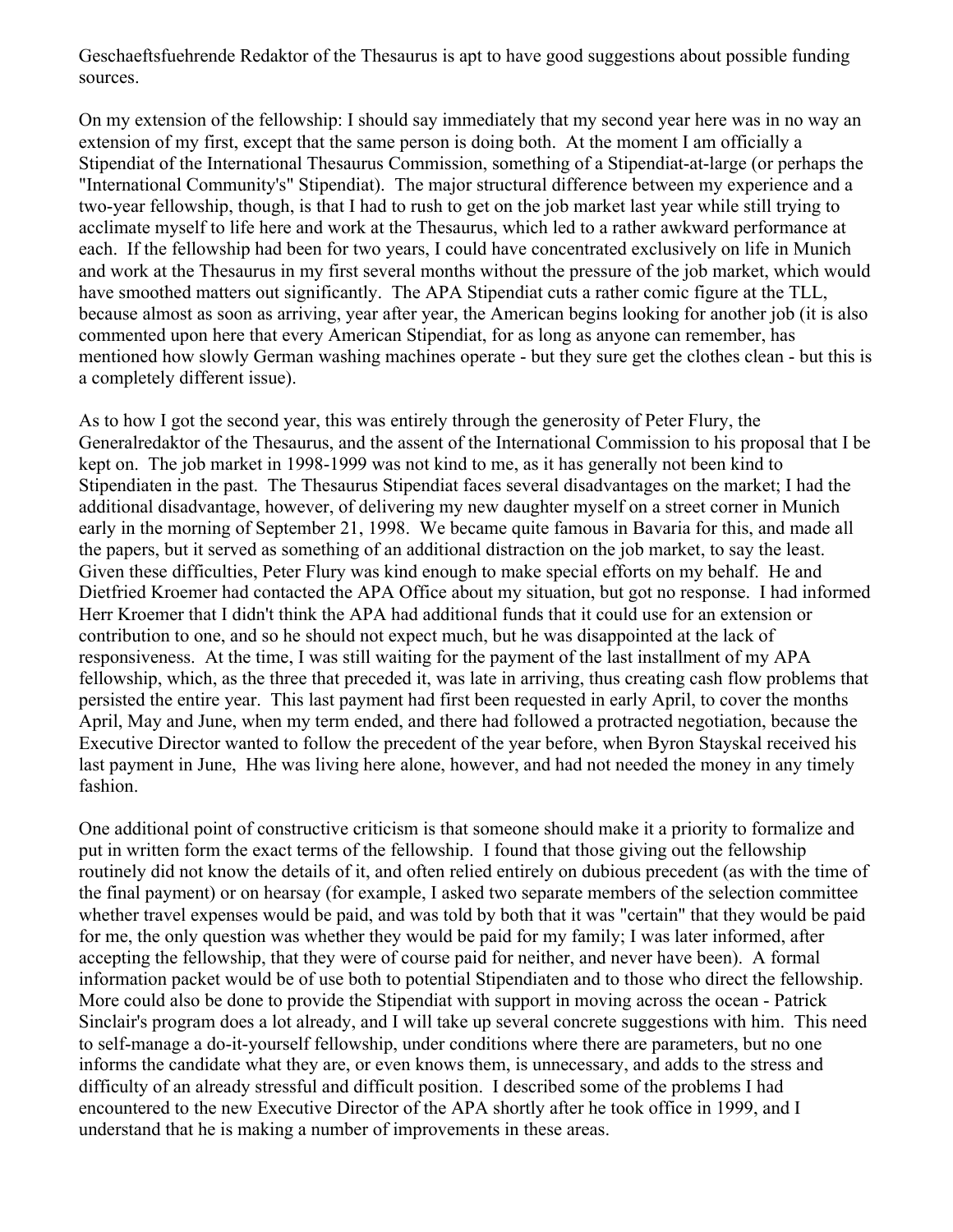Geschaeftsfuehrende Redaktor of the Thesaurus is apt to have good suggestions about possible funding sources.

On my extension of the fellowship: I should say immediately that my second year here was in no way an extension of my first, except that the same person is doing both. At the moment I am officially a Stipendiat of the International Thesaurus Commission, something of a Stipendiat-at-large (or perhaps the "International Community's" Stipendiat). The major structural difference between my experience and a two-year fellowship, though, is that I had to rush to get on the job market last year while still trying to acclimate myself to life here and work at the Thesaurus, which led to a rather awkward performance at each. If the fellowship had been for two years, I could have concentrated exclusively on life in Munich and work at the Thesaurus in my first several months without the pressure of the job market, which would have smoothed matters out significantly. The APA Stipendiat cuts a rather comic figure at the TLL, because almost as soon as arriving, year after year, the American begins looking for another job (it is also commented upon here that every American Stipendiat, for as long as anyone can remember, has mentioned how slowly German washing machines operate - but they sure get the clothes clean - but this is a completely different issue).

As to how I got the second year, this was entirely through the generosity of Peter Flury, the Generalredaktor of the Thesaurus, and the assent of the International Commission to his proposal that I be kept on. The job market in 1998-1999 was not kind to me, as it has generally not been kind to Stipendiaten in the past. The Thesaurus Stipendiat faces several disadvantages on the market; I had the additional disadvantage, however, of delivering my new daughter myself on a street corner in Munich early in the morning of September 21, 1998. We became quite famous in Bavaria for this, and made all the papers, but it served as something of an additional distraction on the job market, to say the least. Given these difficulties, Peter Flury was kind enough to make special efforts on my behalf. He and Dietfried Kroemer had contacted the APA Office about my situation, but got no response. I had informed Herr Kroemer that I didn't think the APA had additional funds that it could use for an extension or contribution to one, and so he should not expect much, but he was disappointed at the lack of responsiveness. At the time, I was still waiting for the payment of the last installment of my APA fellowship, which, as the three that preceded it, was late in arriving, thus creating cash flow problems that persisted the entire year. This last payment had first been requested in early April, to cover the months April, May and June, when my term ended, and there had followed a protracted negotiation, because the Executive Director wanted to follow the precedent of the year before, when Byron Stayskal received his last payment in June, Hhe was living here alone, however, and had not needed the money in any timely fashion.

One additional point of constructive criticism is that someone should make it a priority to formalize and put in written form the exact terms of the fellowship. I found that those giving out the fellowship routinely did not know the details of it, and often relied entirely on dubious precedent (as with the time of the final payment) or on hearsay (for example, I asked two separate members of the selection committee whether travel expenses would be paid, and was told by both that it was "certain" that they would be paid for me, the only question was whether they would be paid for my family; I was later informed, after accepting the fellowship, that they were of course paid for neither, and never have been). A formal information packet would be of use both to potential Stipendiaten and to those who direct the fellowship. More could also be done to provide the Stipendiat with support in moving across the ocean - Patrick Sinclair's program does a lot already, and I will take up several concrete suggestions with him. This need to self-manage a do-it-yourself fellowship, under conditions where there are parameters, but no one informs the candidate what they are, or even knows them, is unnecessary, and adds to the stress and difficulty of an already stressful and difficult position. I described some of the problems I had encountered to the new Executive Director of the APA shortly after he took office in 1999, and I understand that he is making a number of improvements in these areas.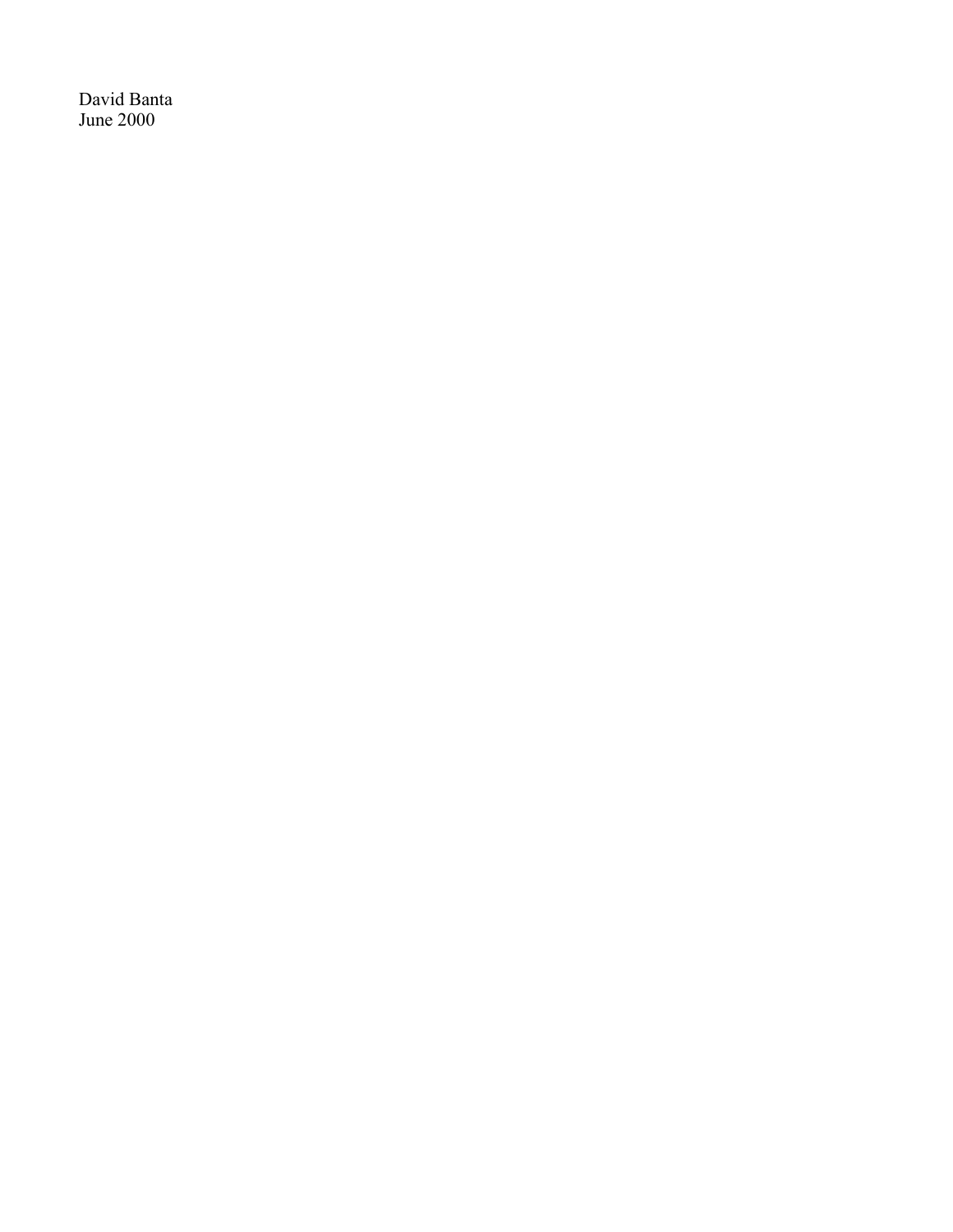David Banta
June 2000